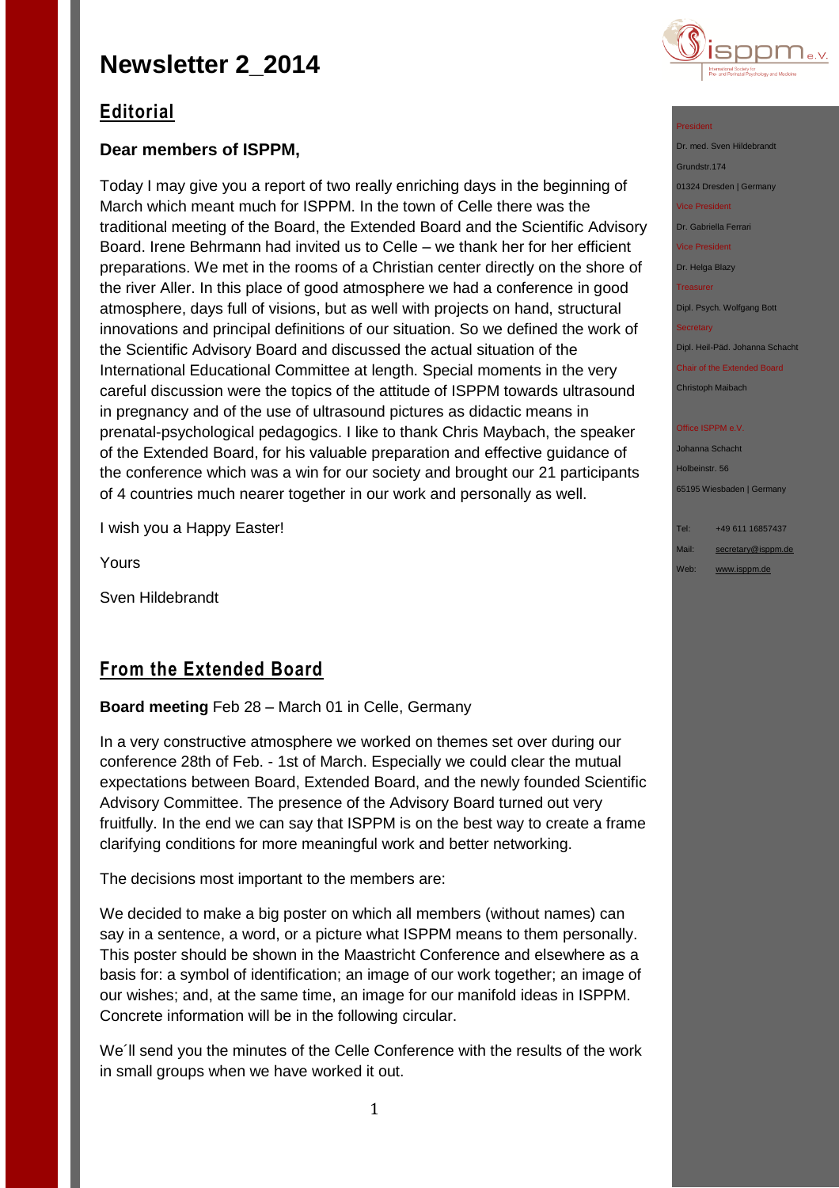# Newsletter 2_2014

## Editorial

**Dear members of ISPPM,**

Today I may give you a report of two really enriching days in the beginning of March which meant much for ISPPM. In the town of Celle there was the traditional meeting of the Board, the Extended Board and the Scientific Advisory Board. Irene Behrmann had invited us to Celle – we thank her for her efficient preparations. We met in the rooms of a Christian center directly on the shore of the river Aller. In this place of good atmosphere we had a conference in good atmosphere, days full of visions, but as well with projects on hand, structural innovations and principal definitions of our situation. So we defined the work of the Scientific Advisory Board and discussed the actual situation of the International Educational Committee at length. Special moments in the very careful discussion were the topics of the attitude of ISPPM towards ultrasound in pregnancy and of the use of ultrasound pictures as didactic means in prenatal-psychological pedagogics. I like to thank Chris Maybach, the speaker of the Extended Board, for his valuable preparation and effective guidance of the conference which was a win for our society and brought our 21 participants of 4 countries much nearer together in our work and personally as well.

I wish you a Happy Easter!

Yours

Sven Hildebrandt

## From the Extended Board

**Board meeting** Feb 28 – March 01 in Celle, Germany

In a very constructive atmosphere we worked on themes set over during our conference 28th of Feb. - 1st of March. Especially we could clear the mutual expectations between Board, Extended Board, and the newly founded Scientific Advisory Committee. The presence of the Advisory Board turned out very fruitfully. In the end we can say that ISPPM is on the best way to create a frame clarifying conditions for more meaningful work and better networking.

The decisions most important to the members are:

We decided to make a big poster on which all members (without names) can say in a sentence, a word, or a picture what ISPPM means to them personally. This poster should be shown in the Maastricht Conference and elsewhere as a basis for: a symbol of identification; an image of our work together; an image of our wishes; and, at the same time, an image for our manifold ideas in ISPPM. Concrete information will be in the following circular.

We´ll send you the minutes of the Celle Conference with the results of the work in small groups when we have worked it out.

isppm e.V.
International Society for Pre- and Perinatal Psychology and Medicine

President
Dr. med. Sven Hildebrandt
Grundstr.174
01324 Dresden | Germany

Vice President
Dr. Gabriella Ferrari

Vice President
Dr. Helga Blazy

Treasurer
Dipl. Psych. Wolfgang Bott

Secretary
Dipl. Heil-Päd. Johanna Schacht

Chair of the Extended Board
Christoph Maibach

Office ISPPM e.V.
Johanna Schacht
Holbeinstr. 56
65195 Wiesbaden | Germany

Tel: +49 611 16857437
Mail: secretary@isppm.de
Web: www.isppm.de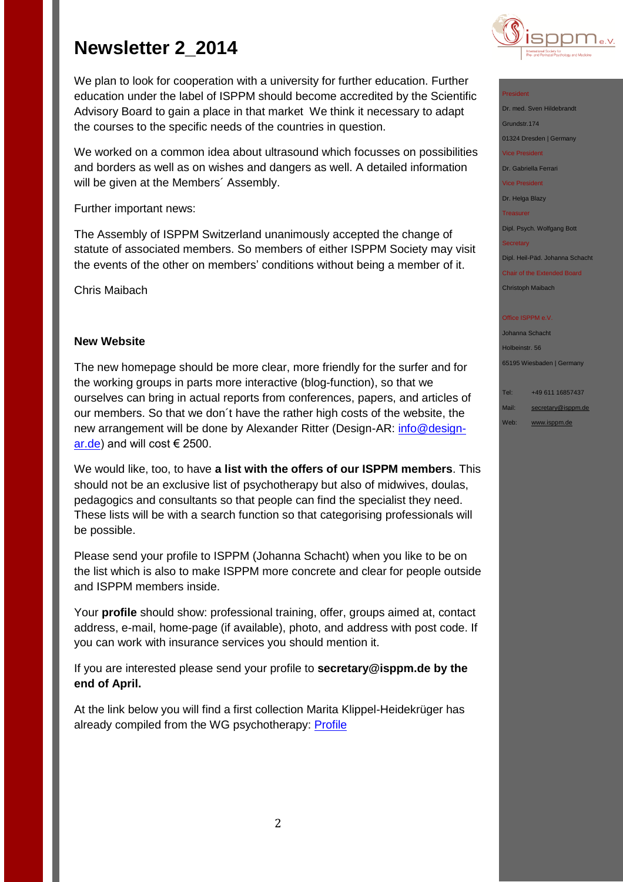# Newsletter 2_2014

We plan to look for cooperation with a university for further education. Further education under the label of ISPPM should become accredited by the Scientific Advisory Board to gain a place in that market We think it necessary to adapt the courses to the specific needs of the countries in question.

We worked on a common idea about ultrasound which focusses on possibilities and borders as well as on wishes and dangers as well. A detailed information will be given at the Members´ Assembly.

Further important news:

The Assembly of ISPPM Switzerland unanimously accepted the change of statute of associated members. So members of either ISPPM Society may visit the events of the other on members' conditions without being a member of it.

Chris Maibach

**New Website**

The new homepage should be more clear, more friendly for the surfer and for the working groups in parts more interactive (blog-function), so that we ourselves can bring in actual reports from conferences, papers, and articles of our members. So that we don´t have the rather high costs of the website, the new arrangement will be done by Alexander Ritter (Design-AR: [info@design-ar.de](mailto:info@design-ar.de)) and will cost € 2500.

We would like, too, to have **a list with the offers of our ISPPM members**. This should not be an exclusive list of psychotherapy but also of midwives, doulas, pedagogics and consultants so that people can find the specialist they need. These lists will be with a search function so that categorising professionals will be possible.

Please send your profile to ISPPM (Johanna Schacht) when you like to be on the list which is also to make ISPPM more concrete and clear for people outside and ISPPM members inside.

Your **profile** should show: professional training, offer, groups aimed at, contact address, e-mail, home-page (if available), photo, and address with post code. If you can work with insurance services you should mention it.

If you are interested please send your profile to **secretary@isppm.de by the end of April.**

At the link below you will find a first collection Marita Klippel-Heidekrüger has already compiled from the WG psychotherapy: Profile

---

President
Dr. med. Sven Hildebrandt
Grundstr.174
01324 Dresden | Germany

Vice President
Dr. Gabriella Ferrari

Vice President
Dr. Helga Blazy

Treasurer
Dipl. Psych. Wolfgang Bott

Secretary
Dipl. Heil-Päd. Johanna Schacht

Chair of the Extended Board
Christoph Maibach

Office ISPPM e.V.
Johanna Schacht
Holbeinstr. 56
65195 Wiesbaden | Germany

Tel: +49 611 16857437
Mail: secretary@isppm.de
Web: www.isppm.de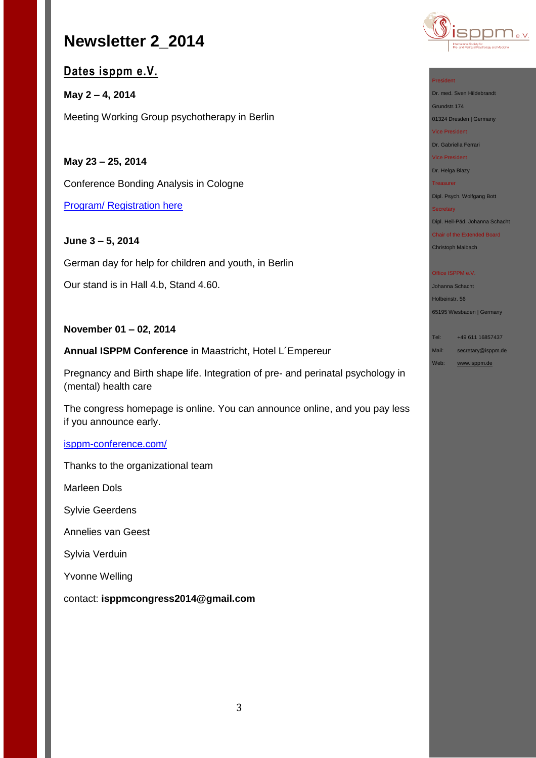# Newsletter 2_2014

## Dates isppm e.V.

**May 2 – 4, 2014**

Meeting Working Group psychotherapy in Berlin

**May 23 – 25, 2014**

Conference Bonding Analysis in Cologne

Program/ Registration here

**June 3 – 5, 2014**

German day for help for children and youth, in Berlin

Our stand is in Hall 4.b, Stand 4.60.

**November 01 – 02, 2014**

**Annual ISPPM Conference** in Maastricht, Hotel L´Empereur

Pregnancy and Birth shape life. Integration of pre- and perinatal psychology in (mental) health care

The congress homepage is online. You can announce online, and you pay less if you announce early.

isppm-conference.com/

Thanks to the organizational team

Marleen Dols

Sylvie Geerdens

Annelies van Geest

Sylvia Verduin

Yvonne Welling

contact: **isppmcongress2014@gmail.com**

President
Dr. med. Sven Hildebrandt
Grundstr.174
01324 Dresden | Germany

Vice President
Dr. Gabriella Ferrari

Vice President
Dr. Helga Blazy

Treasurer
Dipl. Psych. Wolfgang Bott

Secretary
Dipl. Heil-Päd. Johanna Schacht

Chair of the Extended Board
Christoph Maibach

Office ISPPM e.V.
Johanna Schacht
Holbeinstr. 56
65195 Wiesbaden | Germany

Tel: +49 611 16857437
Mail: secretary@isppm.de
Web: www.isppm.de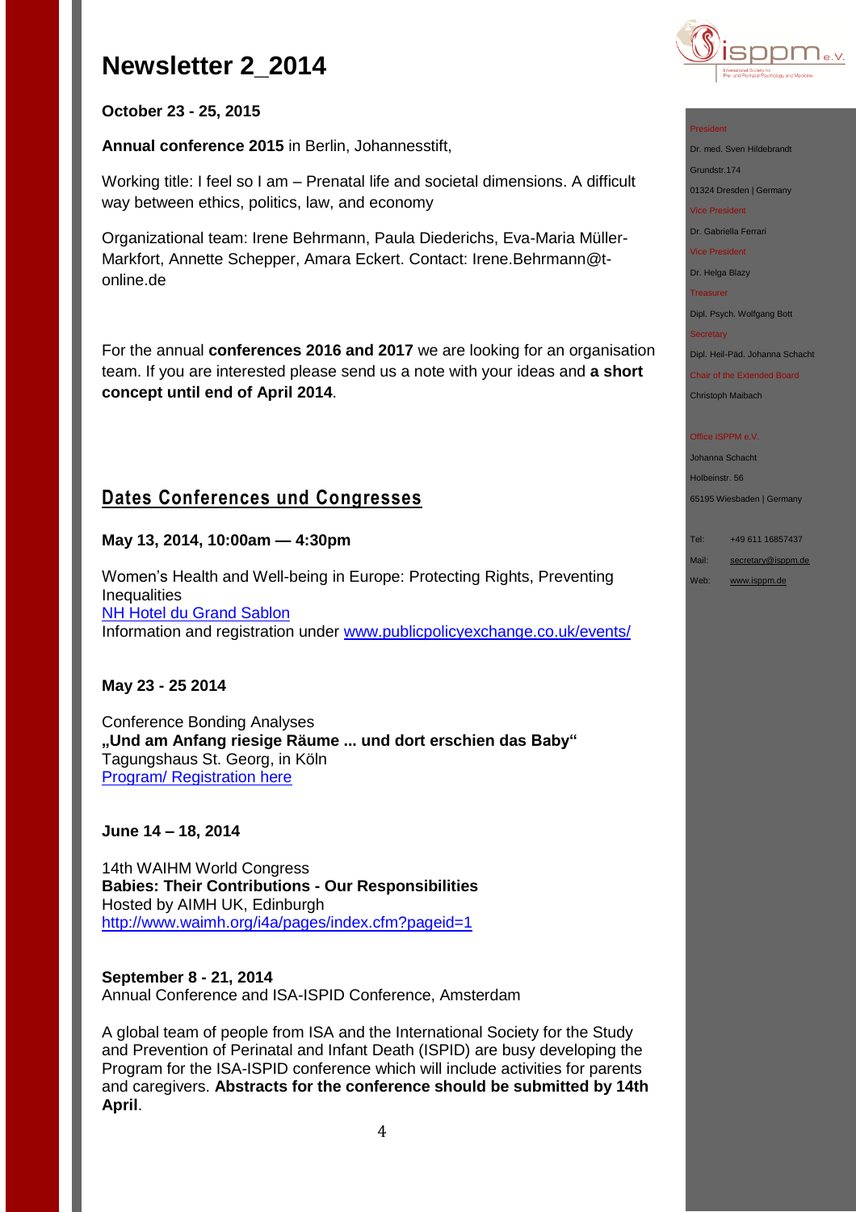# Newsletter 2_2014

**October 23 - 25, 2015**

**Annual conference 2015** in Berlin, Johannesstift,

Working title: I feel so I am – Prenatal life and societal dimensions. A difficult way between ethics, politics, law, and economy

Organizational team: Irene Behrmann, Paula Diederichs, Eva-Maria Müller-Markfort, Annette Schepper, Amara Eckert. Contact: Irene.Behrmann@t-online.de

For the annual **conferences 2016 and 2017** we are looking for an organisation team. If you are interested please send us a note with your ideas and **a short concept until end of April 2014**.

## Dates Conferences und Congresses

**May 13, 2014, 10:00am — 4:30pm**

Women's Health and Well-being in Europe: Protecting Rights, Preventing Inequalities
NH Hotel du Grand Sablon
Information and registration under www.publicpolicyexchange.co.uk/events/

**May 23 - 25 2014**

Conference Bonding Analyses
**„Und am Anfang riesige Räume ... und dort erschien das Baby"**
Tagungshaus St. Georg, in Köln
Program/ Registration here

**June 14 – 18, 2014**

14th WAIHM World Congress
**Babies: Their Contributions - Our Responsibilities**
Hosted by AIMH UK, Edinburgh
http://www.waimh.org/i4a/pages/index.cfm?pageid=1

**September 8 - 21, 2014**
Annual Conference and ISA-ISPID Conference, Amsterdam

A global team of people from ISA and the International Society for the Study and Prevention of Perinatal and Infant Death (ISPID) are busy developing the Program for the ISA-ISPID conference which will include activities for parents and caregivers. **Abstracts for the conference should be submitted by 14th April**.

President
Dr. med. Sven Hildebrandt
Grundstr.174
01324 Dresden | Germany
Vice President
Dr. Gabriella Ferrari
Vice President
Dr. Helga Blazy
Treasurer
Dipl. Psych. Wolfgang Bott
Secretary
Dipl. Heil-Päd. Johanna Schacht
Chair of the Extended Board
Christoph Maibach

Office ISPPM e.V.
Johanna Schacht
Holbeinstr. 56
65195 Wiesbaden | Germany

Tel: +49 611 16857437
Mail: secretary@isppm.de
Web: www.isppm.de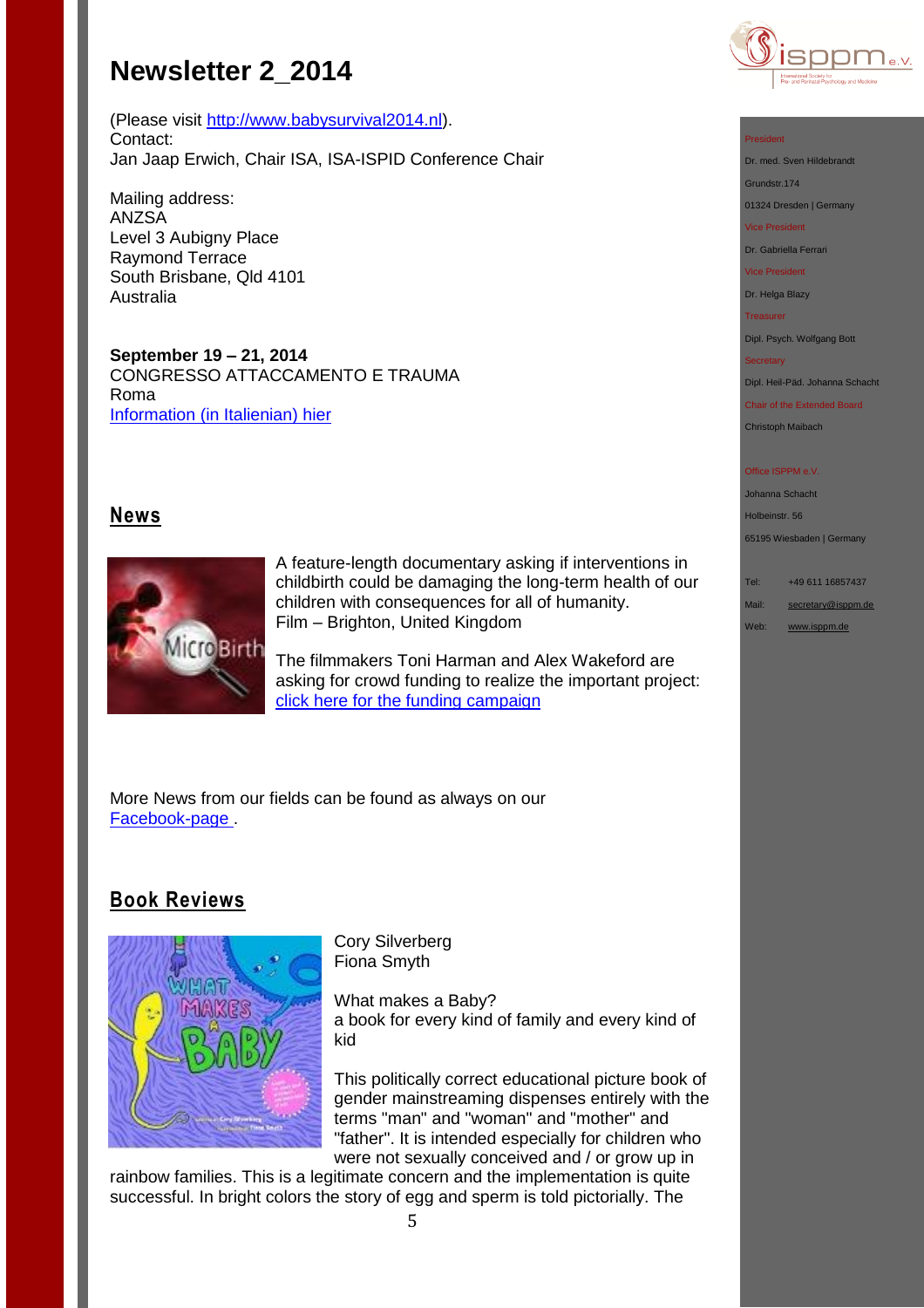# Newsletter 2_2014

(Please visit http://www.babysurvival2014.nl).
Contact:
Jan Jaap Erwich, Chair ISA, ISA-ISPID Conference Chair

Mailing address:
ANZSA
Level 3 Aubigny Place
Raymond Terrace
South Brisbane, Qld 4101
Australia

**September 19 – 21, 2014**
CONGRESSO ATTACCAMENTO E TRAUMA
Roma
Information (in Italienian) hier

## News

A feature-length documentary asking if interventions in childbirth could be damaging the long-term health of our children with consequences for all of humanity.
Film – Brighton, United Kingdom

The filmmakers Toni Harman and Alex Wakeford are asking for crowd funding to realize the important project: click here for the funding campaign

More News from our fields can be found as always on our Facebook-page .

## Book Reviews

Cory Silverberg
Fiona Smyth

What makes a Baby?
a book for every kind of family and every kind of kid

This politically correct educational picture book of gender mainstreaming dispenses entirely with the terms "man" and "woman" and "mother" and "father". It is intended especially for children who were not sexually conceived and / or grow up in rainbow families. This is a legitimate concern and the implementation is quite successful. In bright colors the story of egg and sperm is told pictorially. The

President
Dr. med. Sven Hildebrandt
Grundstr.174
01324 Dresden | Germany
Vice President
Dr. Gabriella Ferrari
Vice President
Dr. Helga Blazy
Treasurer
Dipl. Psych. Wolfgang Bott
Secretary
Dipl. Heil-Päd. Johanna Schacht
Chair of the Extended Board
Christoph Maibach

Office ISPPM e.V.
Johanna Schacht
Holbeinstr. 56
65195 Wiesbaden | Germany

Tel: +49 611 16857437
Mail: secretary@isppm.de
Web: www.isppm.de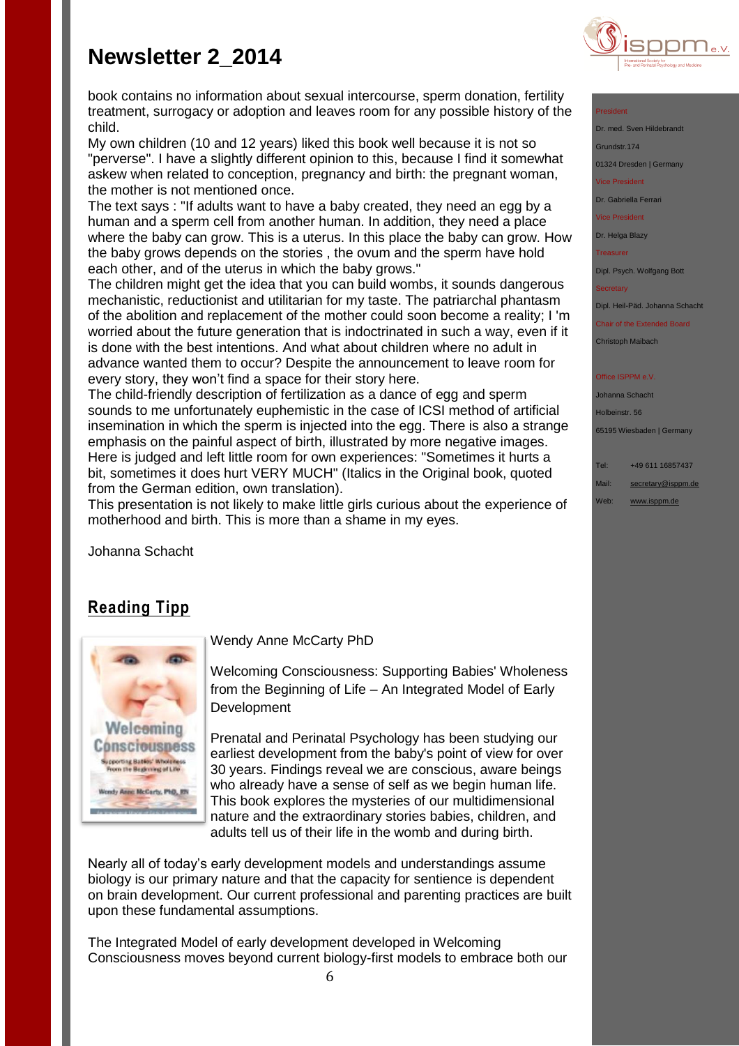book contains no information about sexual intercourse, sperm donation, fertility treatment, surrogacy or adoption and leaves room for any possible history of the child.
My own children (10 and 12 years) liked this book well because it is not so "perverse". I have a slightly different opinion to this, because I find it somewhat askew when related to conception, pregnancy and birth: the pregnant woman, the mother is not mentioned once.
The text says : "If adults want to have a baby created, they need an egg by a human and a sperm cell from another human. In addition, they need a place where the baby can grow. This is a uterus. In this place the baby can grow. How the baby grows depends on the stories , the ovum and the sperm have hold each other, and of the uterus in which the baby grows."
The children might get the idea that you can build wombs, it sounds dangerous mechanistic, reductionist and utilitarian for my taste. The patriarchal phantasm of the abolition and replacement of the mother could soon become a reality; I 'm worried about the future generation that is indoctrinated in such a way, even if it is done with the best intentions. And what about children where no adult in advance wanted them to occur? Despite the announcement to leave room for every story, they won't find a space for their story here.
The child-friendly description of fertilization as a dance of egg and sperm sounds to me unfortunately euphemistic in the case of ICSI method of artificial insemination in which the sperm is injected into the egg. There is also a strange emphasis on the painful aspect of birth, illustrated by more negative images. Here is judged and left little room for own experiences: "Sometimes it hurts a bit, sometimes it does hurt VERY MUCH" (Italics in the Original book, quoted from the German edition, own translation).
This presentation is not likely to make little girls curious about the experience of motherhood and birth. This is more than a shame in my eyes.

Johanna Schacht

## Reading Tipp

Wendy Anne McCarty PhD

Welcoming Consciousness: Supporting Babies' Wholeness from the Beginning of Life – An Integrated Model of Early Development

Prenatal and Perinatal Psychology has been studying our earliest development from the baby's point of view for over 30 years. Findings reveal we are conscious, aware beings who already have a sense of self as we begin human life. This book explores the mysteries of our multidimensional nature and the extraordinary stories babies, children, and adults tell us of their life in the womb and during birth.

Nearly all of today's early development models and understandings assume biology is our primary nature and that the capacity for sentience is dependent on brain development. Our current professional and parenting practices are built upon these fundamental assumptions.

The Integrated Model of early development developed in Welcoming Consciousness moves beyond current biology-first models to embrace both our

President
Dr. med. Sven Hildebrandt
Grundstr.174
01324 Dresden | Germany
Vice President
Dr. Gabriella Ferrari
Vice President
Dr. Helga Blazy
Treasurer
Dipl. Psych. Wolfgang Bott
Secretary
Dipl. Heil-Päd. Johanna Schacht
Chair of the Extended Board
Christoph Maibach

Office ISPPM e.V.
Johanna Schacht
Holbeinstr. 56
65195 Wiesbaden | Germany

Tel: +49 611 16857437
Mail: secretary@isppm.de
Web: www.isppm.de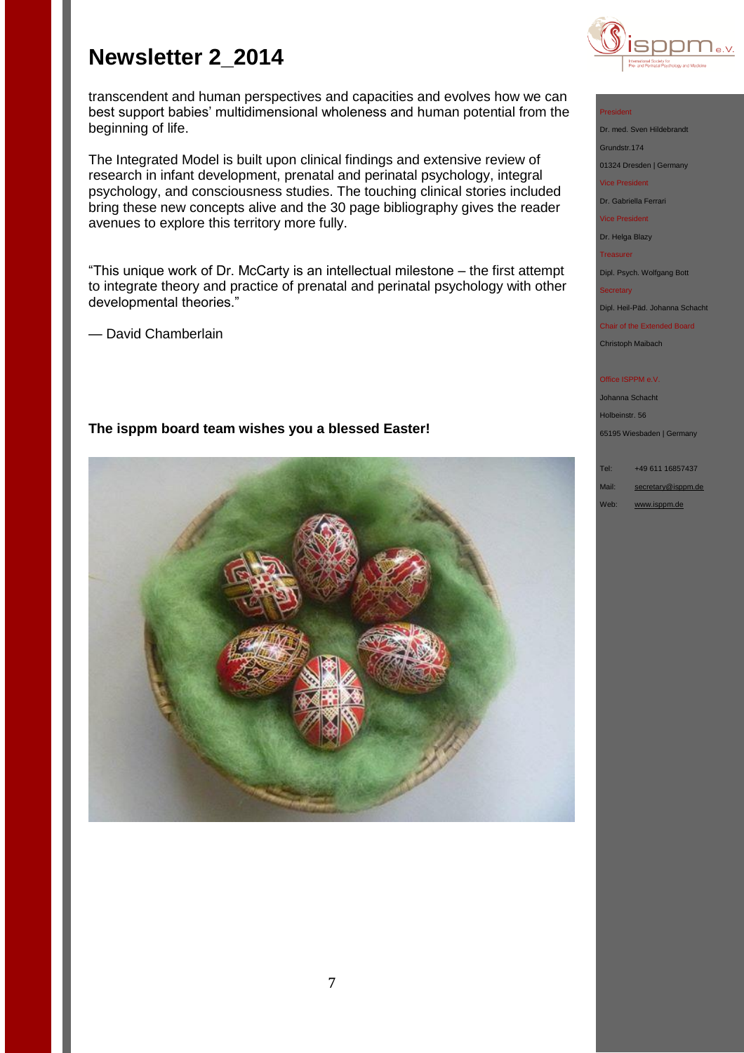transcendent and human perspectives and capacities and evolves how we can best support babies' multidimensional wholeness and human potential from the beginning of life.

The Integrated Model is built upon clinical findings and extensive review of research in infant development, prenatal and perinatal psychology, integral psychology, and consciousness studies. The touching clinical stories included bring these new concepts alive and the 30 page bibliography gives the reader avenues to explore this territory more fully.

"This unique work of Dr. McCarty is an intellectual milestone – the first attempt to integrate theory and practice of prenatal and perinatal psychology with other developmental theories."

— David Chamberlain

**The isppm board team wishes you a blessed Easter!**

President

Dr. med. Sven Hildebrandt

Grundstr.174

01324 Dresden | Germany

Vice President

Dr. Gabriella Ferrari

Vice President

Dr. Helga Blazy

Treasurer

Dipl. Psych. Wolfgang Bott

Secretary

Dipl. Heil-Päd. Johanna Schacht

Chair of the Extended Board

Christoph Maibach

Office ISPPM e.V.

Johanna Schacht

Holbeinstr. 56

65195 Wiesbaden | Germany

Tel: +49 611 16857437

Mail: secretary@isppm.de

Web: www.isppm.de